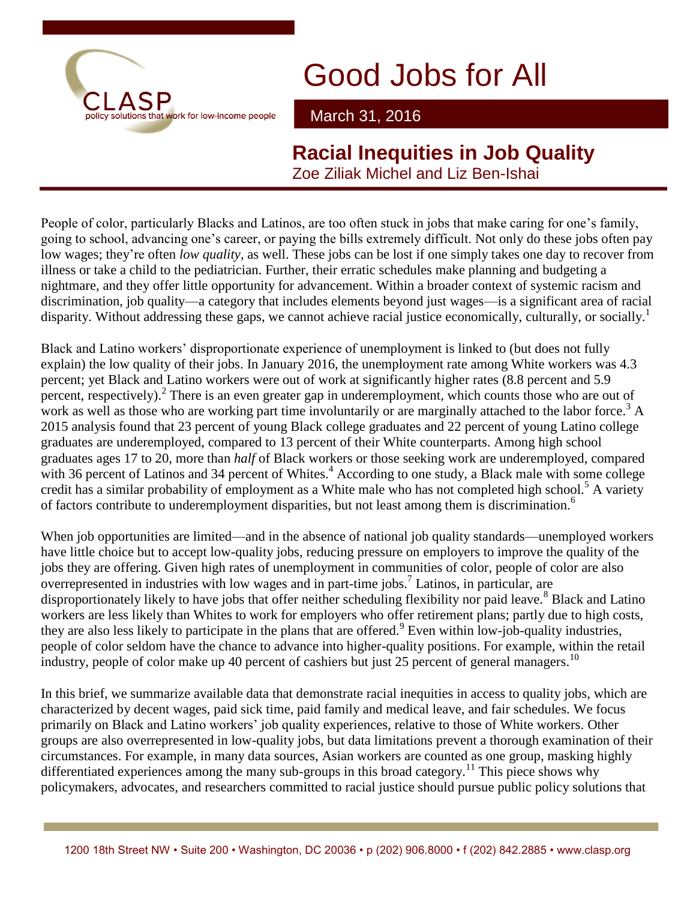CLASP
policy solutions that work for low-income people

# Good Jobs for All

March 31, 2016

## Racial Inequities in Job Quality

Zoe Ziliak Michel and Liz Ben-Ishai

People of color, particularly Blacks and Latinos, are too often stuck in jobs that make caring for one's family, going to school, advancing one's career, or paying the bills extremely difficult. Not only do these jobs often pay low wages; they're often *low quality*, as well. These jobs can be lost if one simply takes one day to recover from illness or take a child to the pediatrician. Further, their erratic schedules make planning and budgeting a nightmare, and they offer little opportunity for advancement. Within a broader context of systemic racism and discrimination, job quality—a category that includes elements beyond just wages—is a significant area of racial disparity. Without addressing these gaps, we cannot achieve racial justice economically, culturally, or socially.[1]

Black and Latino workers' disproportionate experience of unemployment is linked to (but does not fully explain) the low quality of their jobs. In January 2016, the unemployment rate among White workers was 4.3 percent; yet Black and Latino workers were out of work at significantly higher rates (8.8 percent and 5.9 percent, respectively).[2] There is an even greater gap in underemployment, which counts those who are out of work as well as those who are working part time involuntarily or are marginally attached to the labor force.[3] A 2015 analysis found that 23 percent of young Black college graduates and 22 percent of young Latino college graduates are underemployed, compared to 13 percent of their White counterparts. Among high school graduates ages 17 to 20, more than *half* of Black workers or those seeking work are underemployed, compared with 36 percent of Latinos and 34 percent of Whites.[4] According to one study, a Black male with some college credit has a similar probability of employment as a White male who has not completed high school.[5] A variety of factors contribute to underemployment disparities, but not least among them is discrimination.[6]

When job opportunities are limited—and in the absence of national job quality standards—unemployed workers have little choice but to accept low-quality jobs, reducing pressure on employers to improve the quality of the jobs they are offering. Given high rates of unemployment in communities of color, people of color are also overrepresented in industries with low wages and in part-time jobs.[7] Latinos, in particular, are disproportionately likely to have jobs that offer neither scheduling flexibility nor paid leave.[8] Black and Latino workers are less likely than Whites to work for employers who offer retirement plans; partly due to high costs, they are also less likely to participate in the plans that are offered.[9] Even within low-job-quality industries, people of color seldom have the chance to advance into higher-quality positions. For example, within the retail industry, people of color make up 40 percent of cashiers but just 25 percent of general managers.[10]

In this brief, we summarize available data that demonstrate racial inequities in access to quality jobs, which are characterized by decent wages, paid sick time, paid family and medical leave, and fair schedules. We focus primarily on Black and Latino workers' job quality experiences, relative to those of White workers. Other groups are also overrepresented in low-quality jobs, but data limitations prevent a thorough examination of their circumstances. For example, in many data sources, Asian workers are counted as one group, masking highly differentiated experiences among the many sub-groups in this broad category.[11] This piece shows why policymakers, advocates, and researchers committed to racial justice should pursue public policy solutions that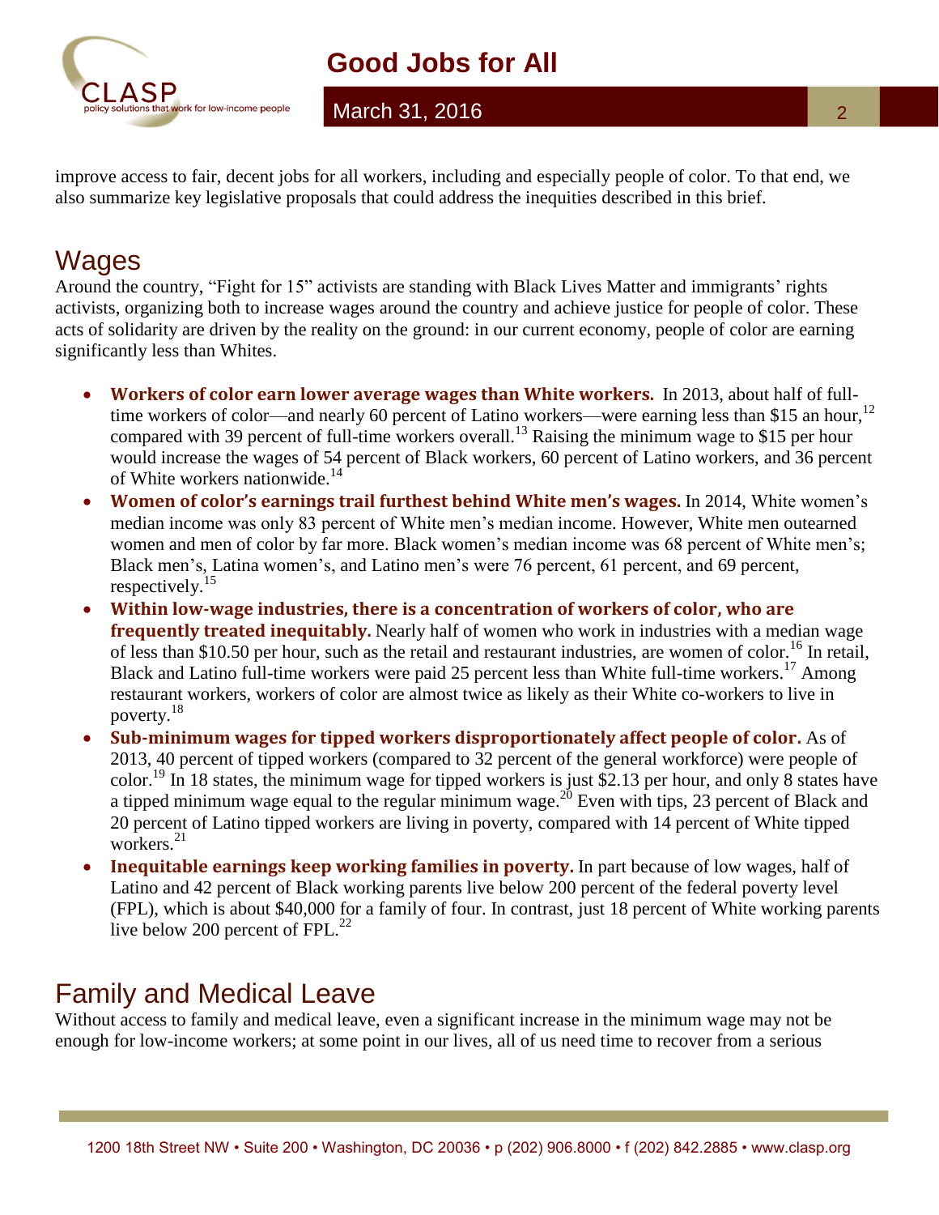improve access to fair, decent jobs for all workers, including and especially people of color. To that end, we also summarize key legislative proposals that could address the inequities described in this brief.

## Wages

Around the country, "Fight for 15" activists are standing with Black Lives Matter and immigrants' rights activists, organizing both to increase wages around the country and achieve justice for people of color. These acts of solidarity are driven by the reality on the ground: in our current economy, people of color are earning significantly less than Whites.

- **Workers of color earn lower average wages than White workers.** In 2013, about half of full-time workers of color—and nearly 60 percent of Latino workers—were earning less than $15 an hour,[12] compared with 39 percent of full-time workers overall.[13] Raising the minimum wage to $15 per hour would increase the wages of 54 percent of Black workers, 60 percent of Latino workers, and 36 percent of White workers nationwide.[14]
- **Women of color's earnings trail furthest behind White men's wages.** In 2014, White women's median income was only 83 percent of White men's median income. However, White men outearned women and men of color by far more. Black women's median income was 68 percent of White men's; Black men's, Latina women's, and Latino men's were 76 percent, 61 percent, and 69 percent, respectively.[15]
- **Within low-wage industries, there is a concentration of workers of color, who are frequently treated inequitably.** Nearly half of women who work in industries with a median wage of less than $10.50 per hour, such as the retail and restaurant industries, are women of color.[16] In retail, Black and Latino full-time workers were paid 25 percent less than White full-time workers.[17] Among restaurant workers, workers of color are almost twice as likely as their White co-workers to live in poverty.[18]
- **Sub-minimum wages for tipped workers disproportionately affect people of color.** As of 2013, 40 percent of tipped workers (compared to 32 percent of the general workforce) were people of color.[19] In 18 states, the minimum wage for tipped workers is just $2.13 per hour, and only 8 states have a tipped minimum wage equal to the regular minimum wage.[20] Even with tips, 23 percent of Black and 20 percent of Latino tipped workers are living in poverty, compared with 14 percent of White tipped workers.[21]
- **Inequitable earnings keep working families in poverty.** In part because of low wages, half of Latino and 42 percent of Black working parents live below 200 percent of the federal poverty level (FPL), which is about $40,000 for a family of four. In contrast, just 18 percent of White working parents live below 200 percent of FPL.[22]

## Family and Medical Leave

Without access to family and medical leave, even a significant increase in the minimum wage may not be enough for low-income workers; at some point in our lives, all of us need time to recover from a serious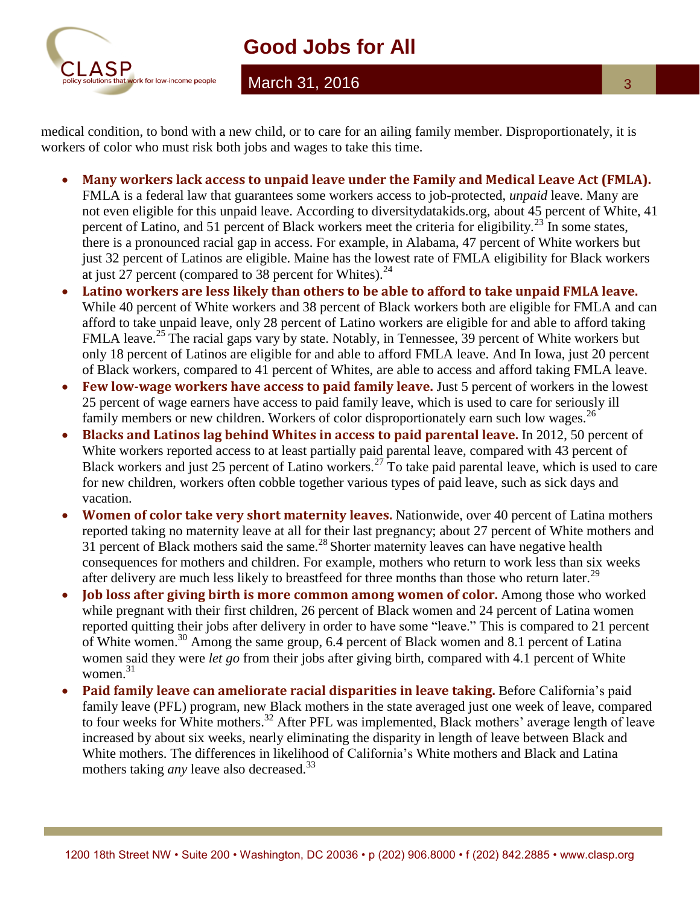medical condition, to bond with a new child, or to care for an ailing family member. Disproportionately, it is workers of color who must risk both jobs and wages to take this time.

- **Many workers lack access to unpaid leave under the Family and Medical Leave Act (FMLA).** FMLA is a federal law that guarantees some workers access to job-protected, *unpaid* leave. Many are not even eligible for this unpaid leave. According to diversitydatakids.org, about 45 percent of White, 41 percent of Latino, and 51 percent of Black workers meet the criteria for eligibility.[23] In some states, there is a pronounced racial gap in access. For example, in Alabama, 47 percent of White workers but just 32 percent of Latinos are eligible. Maine has the lowest rate of FMLA eligibility for Black workers at just 27 percent (compared to 38 percent for Whites).[24]
- **Latino workers are less likely than others to be able to afford to take unpaid FMLA leave.** While 40 percent of White workers and 38 percent of Black workers both are eligible for FMLA and can afford to take unpaid leave, only 28 percent of Latino workers are eligible for and able to afford taking FMLA leave.[25] The racial gaps vary by state. Notably, in Tennessee, 39 percent of White workers but only 18 percent of Latinos are eligible for and able to afford FMLA leave. And In Iowa, just 20 percent of Black workers, compared to 41 percent of Whites, are able to access and afford taking FMLA leave.
- **Few low-wage workers have access to paid family leave.** Just 5 percent of workers in the lowest 25 percent of wage earners have access to paid family leave, which is used to care for seriously ill family members or new children. Workers of color disproportionately earn such low wages.[26]
- **Blacks and Latinos lag behind Whites in access to paid parental leave.** In 2012, 50 percent of White workers reported access to at least partially paid parental leave, compared with 43 percent of Black workers and just 25 percent of Latino workers.[27] To take paid parental leave, which is used to care for new children, workers often cobble together various types of paid leave, such as sick days and vacation.
- **Women of color take very short maternity leaves.** Nationwide, over 40 percent of Latina mothers reported taking no maternity leave at all for their last pregnancy; about 27 percent of White mothers and 31 percent of Black mothers said the same.[28] Shorter maternity leaves can have negative health consequences for mothers and children. For example, mothers who return to work less than six weeks after delivery are much less likely to breastfeed for three months than those who return later.[29]
- **Job loss after giving birth is more common among women of color.** Among those who worked while pregnant with their first children, 26 percent of Black women and 24 percent of Latina women reported quitting their jobs after delivery in order to have some "leave." This is compared to 21 percent of White women.[30] Among the same group, 6.4 percent of Black women and 8.1 percent of Latina women said they were *let go* from their jobs after giving birth, compared with 4.1 percent of White women.[31]
- **Paid family leave can ameliorate racial disparities in leave taking.** Before California's paid family leave (PFL) program, new Black mothers in the state averaged just one week of leave, compared to four weeks for White mothers.[32] After PFL was implemented, Black mothers' average length of leave increased by about six weeks, nearly eliminating the disparity in length of leave between Black and White mothers. The differences in likelihood of California's White mothers and Black and Latina mothers taking *any* leave also decreased.[33]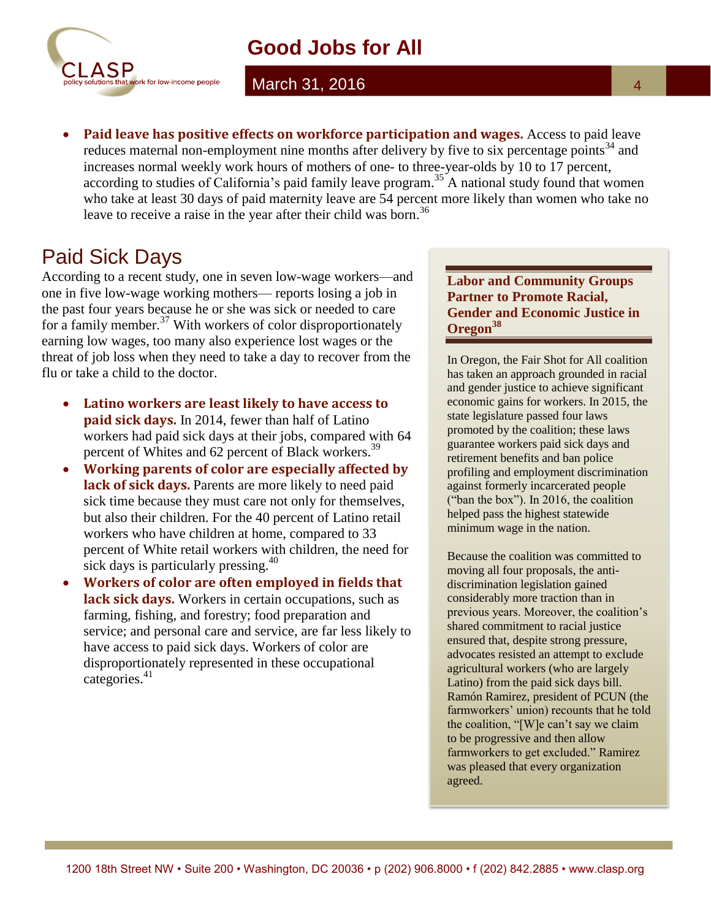- **Paid leave has positive effects on workforce participation and wages.** Access to paid leave reduces maternal non-employment nine months after delivery by five to six percentage points[34] and increases normal weekly work hours of mothers of one- to three-year-olds by 10 to 17 percent, according to studies of California's paid family leave program.[35] A national study found that women who take at least 30 days of paid maternity leave are 54 percent more likely than women who take no leave to receive a raise in the year after their child was born.[36]

## Paid Sick Days

According to a recent study, one in seven low-wage workers—and one in five low-wage working mothers— reports losing a job in the past four years because he or she was sick or needed to care for a family member.[37] With workers of color disproportionately earning low wages, too many also experience lost wages or the threat of job loss when they need to take a day to recover from the flu or take a child to the doctor.

- **Latino workers are least likely to have access to paid sick days.** In 2014, fewer than half of Latino workers had paid sick days at their jobs, compared with 64 percent of Whites and 62 percent of Black workers.[39]
- **Working parents of color are especially affected by lack of sick days.** Parents are more likely to need paid sick time because they must care not only for themselves, but also their children. For the 40 percent of Latino retail workers who have children at home, compared to 33 percent of White retail workers with children, the need for sick days is particularly pressing.[40]
- **Workers of color are often employed in fields that lack sick days.** Workers in certain occupations, such as farming, fishing, and forestry; food preparation and service; and personal care and service, are far less likely to have access to paid sick days. Workers of color are disproportionately represented in these occupational categories.[41]

### Labor and Community Groups Partner to Promote Racial, Gender and Economic Justice in Oregon[38]

In Oregon, the Fair Shot for All coalition has taken an approach grounded in racial and gender justice to achieve significant economic gains for workers. In 2015, the state legislature passed four laws promoted by the coalition; these laws guarantee workers paid sick days and retirement benefits and ban police profiling and employment discrimination against formerly incarcerated people ("ban the box"). In 2016, the coalition helped pass the highest statewide minimum wage in the nation.

Because the coalition was committed to moving all four proposals, the anti-discrimination legislation gained considerably more traction than in previous years. Moreover, the coalition's shared commitment to racial justice ensured that, despite strong pressure, advocates resisted an attempt to exclude agricultural workers (who are largely Latino) from the paid sick days bill. Ramón Ramirez, president of PCUN (the farmworkers' union) recounts that he told the coalition, "[W]e can't say we claim to be progressive and then allow farmworkers to get excluded." Ramirez was pleased that every organization agreed.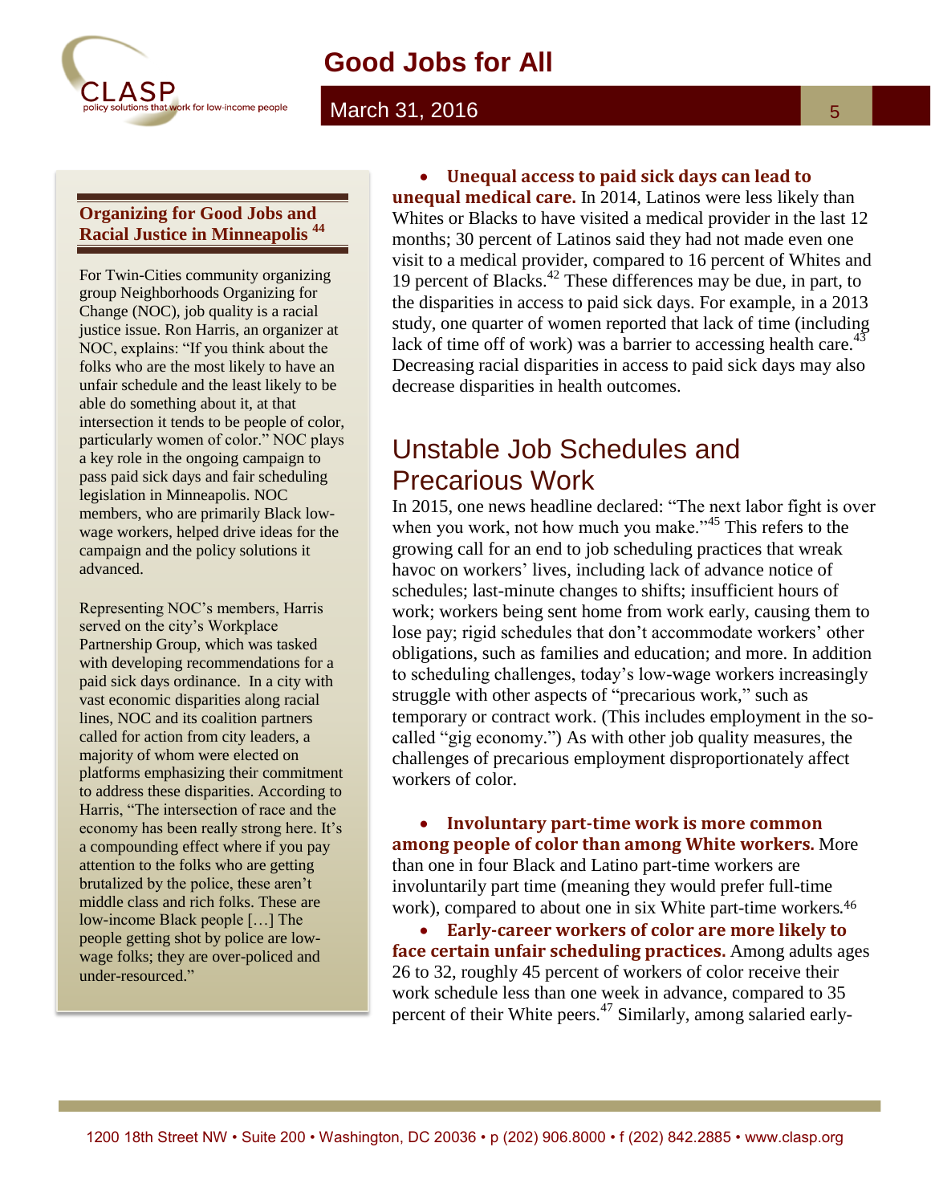### Organizing for Good Jobs and Racial Justice in Minneapolis [44]

For Twin-Cities community organizing group Neighborhoods Organizing for Change (NOC), job quality is a racial justice issue. Ron Harris, an organizer at NOC, explains: "If you think about the folks who are the most likely to have an unfair schedule and the least likely to be able do something about it, at that intersection it tends to be people of color, particularly women of color." NOC plays a key role in the ongoing campaign to pass paid sick days and fair scheduling legislation in Minneapolis. NOC members, who are primarily Black low-wage workers, helped drive ideas for the campaign and the policy solutions it advanced.

Representing NOC's members, Harris served on the city's Workplace Partnership Group, which was tasked with developing recommendations for a paid sick days ordinance. In a city with vast economic disparities along racial lines, NOC and its coalition partners called for action from city leaders, a majority of whom were elected on platforms emphasizing their commitment to address these disparities. According to Harris, "The intersection of race and the economy has been really strong here. It's a compounding effect where if you pay attention to the folks who are getting brutalized by the police, these aren't middle class and rich folks. These are low-income Black people […] The people getting shot by police are low-wage folks; they are over-policed and under-resourced."

- **Unequal access to paid sick days can lead to unequal medical care.** In 2014, Latinos were less likely than Whites or Blacks to have visited a medical provider in the last 12 months; 30 percent of Latinos said they had not made even one visit to a medical provider, compared to 16 percent of Whites and 19 percent of Blacks.[42] These differences may be due, in part, to the disparities in access to paid sick days. For example, in a 2013 study, one quarter of women reported that lack of time (including lack of time off of work) was a barrier to accessing health care.[43] Decreasing racial disparities in access to paid sick days may also decrease disparities in health outcomes.

## Unstable Job Schedules and Precarious Work

In 2015, one news headline declared: "The next labor fight is over when you work, not how much you make."[45] This refers to the growing call for an end to job scheduling practices that wreak havoc on workers' lives, including lack of advance notice of schedules; last-minute changes to shifts; insufficient hours of work; workers being sent home from work early, causing them to lose pay; rigid schedules that don't accommodate workers' other obligations, such as families and education; and more. In addition to scheduling challenges, today's low-wage workers increasingly struggle with other aspects of "precarious work," such as temporary or contract work. (This includes employment in the so-called "gig economy.") As with other job quality measures, the challenges of precarious employment disproportionately affect workers of color.

- **Involuntary part-time work is more common among people of color than among White workers.** More than one in four Black and Latino part-time workers are involuntarily part time (meaning they would prefer full-time work), compared to about one in six White part-time workers.[46]
- **Early-career workers of color are more likely to face certain unfair scheduling practices.** Among adults ages 26 to 32, roughly 45 percent of workers of color receive their work schedule less than one week in advance, compared to 35 percent of their White peers.[47] Similarly, among salaried early-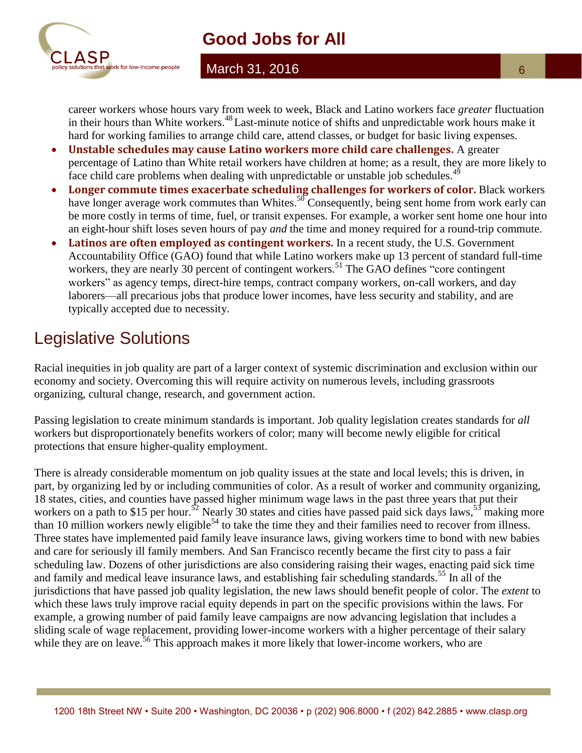career workers whose hours vary from week to week, Black and Latino workers face *greater* fluctuation in their hours than White workers.[48] Last-minute notice of shifts and unpredictable work hours make it hard for working families to arrange child care, attend classes, or budget for basic living expenses.

- **Unstable schedules may cause Latino workers more child care challenges.** A greater percentage of Latino than White retail workers have children at home; as a result, they are more likely to face child care problems when dealing with unpredictable or unstable job schedules.[49]
- **Longer commute times exacerbate scheduling challenges for workers of color.** Black workers have longer average work commutes than Whites.[50] Consequently, being sent home from work early can be more costly in terms of time, fuel, or transit expenses. For example, a worker sent home one hour into an eight-hour shift loses seven hours of pay *and* the time and money required for a round-trip commute.
- **Latinos are often employed as contingent workers.** In a recent study, the U.S. Government Accountability Office (GAO) found that while Latino workers make up 13 percent of standard full-time workers, they are nearly 30 percent of contingent workers.[51] The GAO defines "core contingent workers" as agency temps, direct-hire temps, contract company workers, on-call workers, and day laborers—all precarious jobs that produce lower incomes, have less security and stability, and are typically accepted due to necessity.

# Legislative Solutions

Racial inequities in job quality are part of a larger context of systemic discrimination and exclusion within our economy and society. Overcoming this will require activity on numerous levels, including grassroots organizing, cultural change, research, and government action.

Passing legislation to create minimum standards is important. Job quality legislation creates standards for *all* workers but disproportionately benefits workers of color; many will become newly eligible for critical protections that ensure higher-quality employment.

There is already considerable momentum on job quality issues at the state and local levels; this is driven, in part, by organizing led by or including communities of color. As a result of worker and community organizing, 18 states, cities, and counties have passed higher minimum wage laws in the past three years that put their workers on a path to $15 per hour.[52] Nearly 30 states and cities have passed paid sick days laws,[53] making more than 10 million workers newly eligible[54] to take the time they and their families need to recover from illness. Three states have implemented paid family leave insurance laws, giving workers time to bond with new babies and care for seriously ill family members. And San Francisco recently became the first city to pass a fair scheduling law. Dozens of other jurisdictions are also considering raising their wages, enacting paid sick time and family and medical leave insurance laws, and establishing fair scheduling standards.[55] In all of the jurisdictions that have passed job quality legislation, the new laws should benefit people of color. The *extent* to which these laws truly improve racial equity depends in part on the specific provisions within the laws. For example, a growing number of paid family leave campaigns are now advancing legislation that includes a sliding scale of wage replacement, providing lower-income workers with a higher percentage of their salary while they are on leave.[56] This approach makes it more likely that lower-income workers, who are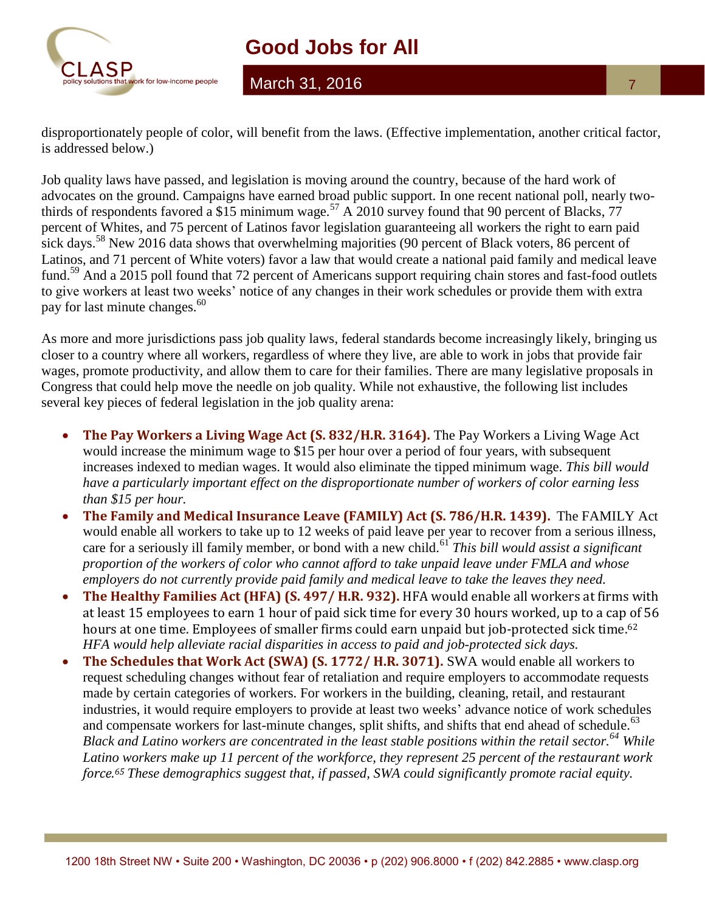disproportionately people of color, will benefit from the laws. (Effective implementation, another critical factor, is addressed below.)

Job quality laws have passed, and legislation is moving around the country, because of the hard work of advocates on the ground. Campaigns have earned broad public support. In one recent national poll, nearly two-thirds of respondents favored a $15 minimum wage.[57] A 2010 survey found that 90 percent of Blacks, 77 percent of Whites, and 75 percent of Latinos favor legislation guaranteeing all workers the right to earn paid sick days.[58] New 2016 data shows that overwhelming majorities (90 percent of Black voters, 86 percent of Latinos, and 71 percent of White voters) favor a law that would create a national paid family and medical leave fund.[59] And a 2015 poll found that 72 percent of Americans support requiring chain stores and fast-food outlets to give workers at least two weeks' notice of any changes in their work schedules or provide them with extra pay for last minute changes.[60]

As more and more jurisdictions pass job quality laws, federal standards become increasingly likely, bringing us closer to a country where all workers, regardless of where they live, are able to work in jobs that provide fair wages, promote productivity, and allow them to care for their families. There are many legislative proposals in Congress that could help move the needle on job quality. While not exhaustive, the following list includes several key pieces of federal legislation in the job quality arena:

- **The Pay Workers a Living Wage Act (S. 832/H.R. 3164).** The Pay Workers a Living Wage Act would increase the minimum wage to $15 per hour over a period of four years, with subsequent increases indexed to median wages. It would also eliminate the tipped minimum wage. *This bill would have a particularly important effect on the disproportionate number of workers of color earning less than $15 per hour.*
- **The Family and Medical Insurance Leave (FAMILY) Act (S. 786/H.R. 1439).** The FAMILY Act would enable all workers to take up to 12 weeks of paid leave per year to recover from a serious illness, care for a seriously ill family member, or bond with a new child.[61] *This bill would assist a significant proportion of the workers of color who cannot afford to take unpaid leave under FMLA and whose employers do not currently provide paid family and medical leave to take the leaves they need.*
- **The Healthy Families Act (HFA) (S. 497/ H.R. 932).** HFA would enable all workers at firms with at least 15 employees to earn 1 hour of paid sick time for every 30 hours worked, up to a cap of 56 hours at one time. Employees of smaller firms could earn unpaid but job-protected sick time.[62] *HFA would help alleviate racial disparities in access to paid and job-protected sick days.*
- **The Schedules that Work Act (SWA) (S. 1772/ H.R. 3071).** SWA would enable all workers to request scheduling changes without fear of retaliation and require employers to accommodate requests made by certain categories of workers. For workers in the building, cleaning, retail, and restaurant industries, it would require employers to provide at least two weeks' advance notice of work schedules and compensate workers for last-minute changes, split shifts, and shifts that end ahead of schedule.[63] *Black and Latino workers are concentrated in the least stable positions within the retail sector.[64] While Latino workers make up 11 percent of the workforce, they represent 25 percent of the restaurant work force.[65] These demographics suggest that, if passed, SWA could significantly promote racial equity.*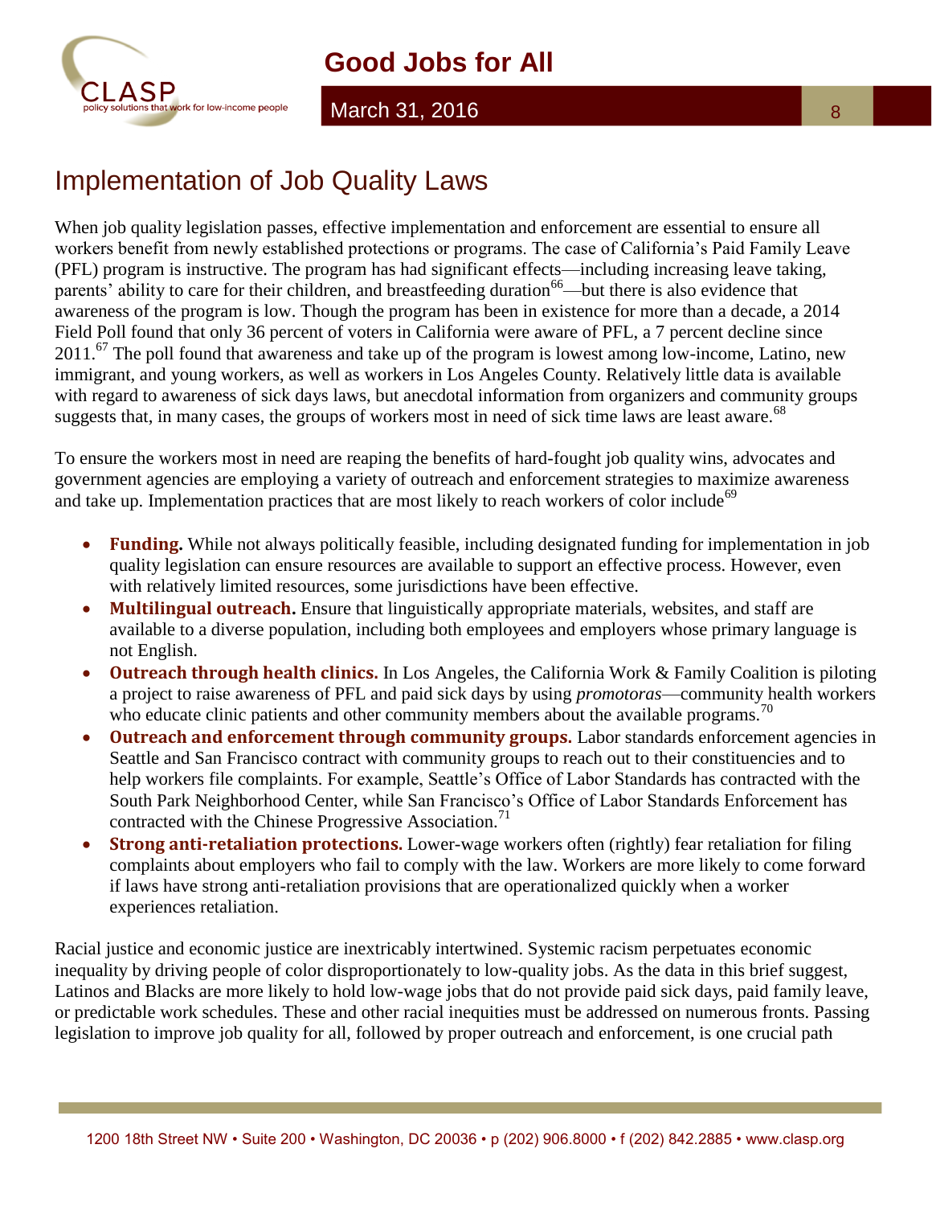## Implementation of Job Quality Laws

When job quality legislation passes, effective implementation and enforcement are essential to ensure all workers benefit from newly established protections or programs. The case of California's Paid Family Leave (PFL) program is instructive. The program has had significant effects—including increasing leave taking, parents' ability to care for their children, and breastfeeding duration[66]—but there is also evidence that awareness of the program is low. Though the program has been in existence for more than a decade, a 2014 Field Poll found that only 36 percent of voters in California were aware of PFL, a 7 percent decline since 2011.[67] The poll found that awareness and take up of the program is lowest among low-income, Latino, new immigrant, and young workers, as well as workers in Los Angeles County. Relatively little data is available with regard to awareness of sick days laws, but anecdotal information from organizers and community groups suggests that, in many cases, the groups of workers most in need of sick time laws are least aware.[68]

To ensure the workers most in need are reaping the benefits of hard-fought job quality wins, advocates and government agencies are employing a variety of outreach and enforcement strategies to maximize awareness and take up. Implementation practices that are most likely to reach workers of color include[69]

- **Funding.** While not always politically feasible, including designated funding for implementation in job quality legislation can ensure resources are available to support an effective process. However, even with relatively limited resources, some jurisdictions have been effective.
- **Multilingual outreach.** Ensure that linguistically appropriate materials, websites, and staff are available to a diverse population, including both employees and employers whose primary language is not English.
- **Outreach through health clinics.** In Los Angeles, the California Work & Family Coalition is piloting a project to raise awareness of PFL and paid sick days by using *promotoras*—community health workers who educate clinic patients and other community members about the available programs.[70]
- **Outreach and enforcement through community groups.** Labor standards enforcement agencies in Seattle and San Francisco contract with community groups to reach out to their constituencies and to help workers file complaints. For example, Seattle's Office of Labor Standards has contracted with the South Park Neighborhood Center, while San Francisco's Office of Labor Standards Enforcement has contracted with the Chinese Progressive Association.[71]
- **Strong anti-retaliation protections.** Lower-wage workers often (rightly) fear retaliation for filing complaints about employers who fail to comply with the law. Workers are more likely to come forward if laws have strong anti-retaliation provisions that are operationalized quickly when a worker experiences retaliation.

Racial justice and economic justice are inextricably intertwined. Systemic racism perpetuates economic inequality by driving people of color disproportionately to low-quality jobs. As the data in this brief suggest, Latinos and Blacks are more likely to hold low-wage jobs that do not provide paid sick days, paid family leave, or predictable work schedules. These and other racial inequities must be addressed on numerous fronts. Passing legislation to improve job quality for all, followed by proper outreach and enforcement, is one crucial path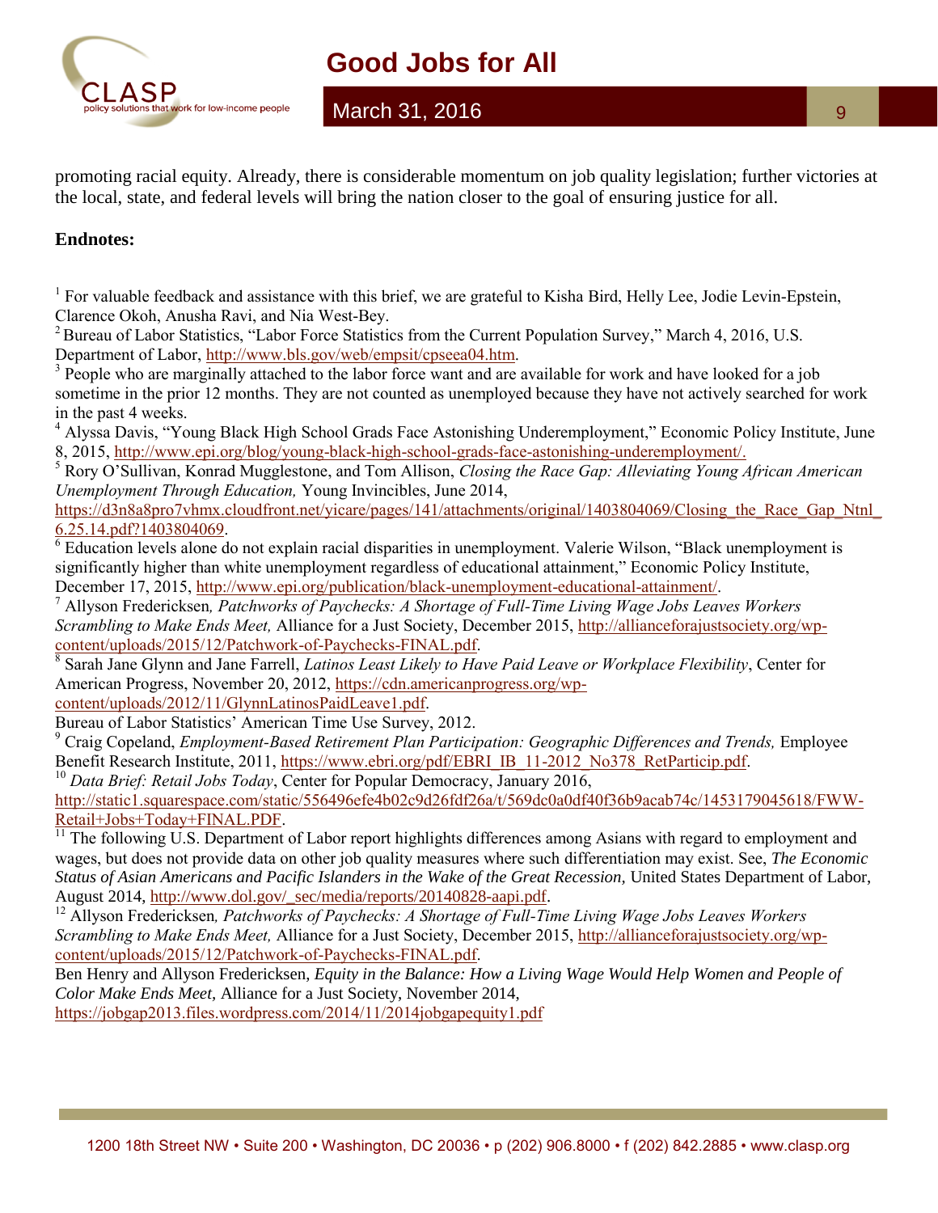promoting racial equity. Already, there is considerable momentum on job quality legislation; further victories at the local, state, and federal levels will bring the nation closer to the goal of ensuring justice for all.

**Endnotes:**

[1] For valuable feedback and assistance with this brief, we are grateful to Kisha Bird, Helly Lee, Jodie Levin-Epstein, Clarence Okoh, Anusha Ravi, and Nia West-Bey.

[2] Bureau of Labor Statistics, "Labor Force Statistics from the Current Population Survey," March 4, 2016, U.S. Department of Labor, http://www.bls.gov/web/empsit/cpseea04.htm.

[3] People who are marginally attached to the labor force want and are available for work and have looked for a job sometime in the prior 12 months. They are not counted as unemployed because they have not actively searched for work in the past 4 weeks.

[4] Alyssa Davis, "Young Black High School Grads Face Astonishing Underemployment," Economic Policy Institute, June 8, 2015, http://www.epi.org/blog/young-black-high-school-grads-face-astonishing-underemployment/.

[5] Rory O'Sullivan, Konrad Mugglestone, and Tom Allison, *Closing the Race Gap: Alleviating Young African American Unemployment Through Education,* Young Invincibles, June 2014, https://d3n8a8pro7vhmx.cloudfront.net/yicare/pages/141/attachments/original/1403804069/Closing_the_Race_Gap_Ntnl_6.25.14.pdf?1403804069.

[6] Education levels alone do not explain racial disparities in unemployment. Valerie Wilson, "Black unemployment is significantly higher than white unemployment regardless of educational attainment," Economic Policy Institute, December 17, 2015, http://www.epi.org/publication/black-unemployment-educational-attainment/.

[7] Allyson Fredericksen, *Patchworks of Paychecks: A Shortage of Full-Time Living Wage Jobs Leaves Workers Scrambling to Make Ends Meet,* Alliance for a Just Society, December 2015, http://allianceforajustsociety.org/wp-content/uploads/2015/12/Patchwork-of-Paychecks-FINAL.pdf.

[8] Sarah Jane Glynn and Jane Farrell, *Latinos Least Likely to Have Paid Leave or Workplace Flexibility*, Center for American Progress, November 20, 2012, https://cdn.americanprogress.org/wp-content/uploads/2012/11/GlynnLatinosPaidLeave1.pdf.
Bureau of Labor Statistics' American Time Use Survey, 2012.

[9] Craig Copeland, *Employment-Based Retirement Plan Participation: Geographic Differences and Trends,* Employee Benefit Research Institute, 2011, https://www.ebri.org/pdf/EBRI_IB_11-2012_No378_RetParticip.pdf.

[10] *Data Brief: Retail Jobs Today*, Center for Popular Democracy, January 2016, http://static1.squarespace.com/static/556496efe4b02c9d26fdf26a/t/569dc0a0df40f36b9acab74c/1453179045618/FWW-Retail+Jobs+Today+FINAL.PDF.

[11] The following U.S. Department of Labor report highlights differences among Asians with regard to employment and wages, but does not provide data on other job quality measures where such differentiation may exist. See, *The Economic Status of Asian Americans and Pacific Islanders in the Wake of the Great Recession*, United States Department of Labor, August 2014, http://www.dol.gov/_sec/media/reports/20140828-aapi.pdf.

[12] Allyson Fredericksen, *Patchworks of Paychecks: A Shortage of Full-Time Living Wage Jobs Leaves Workers Scrambling to Make Ends Meet,* Alliance for a Just Society, December 2015, http://allianceforajustsociety.org/wp-content/uploads/2015/12/Patchwork-of-Paychecks-FINAL.pdf.
Ben Henry and Allyson Fredericksen, *Equity in the Balance: How a Living Wage Would Help Women and People of Color Make Ends Meet*, Alliance for a Just Society, November 2014, https://jobgap2013.files.wordpress.com/2014/11/2014jobgapequity1.pdf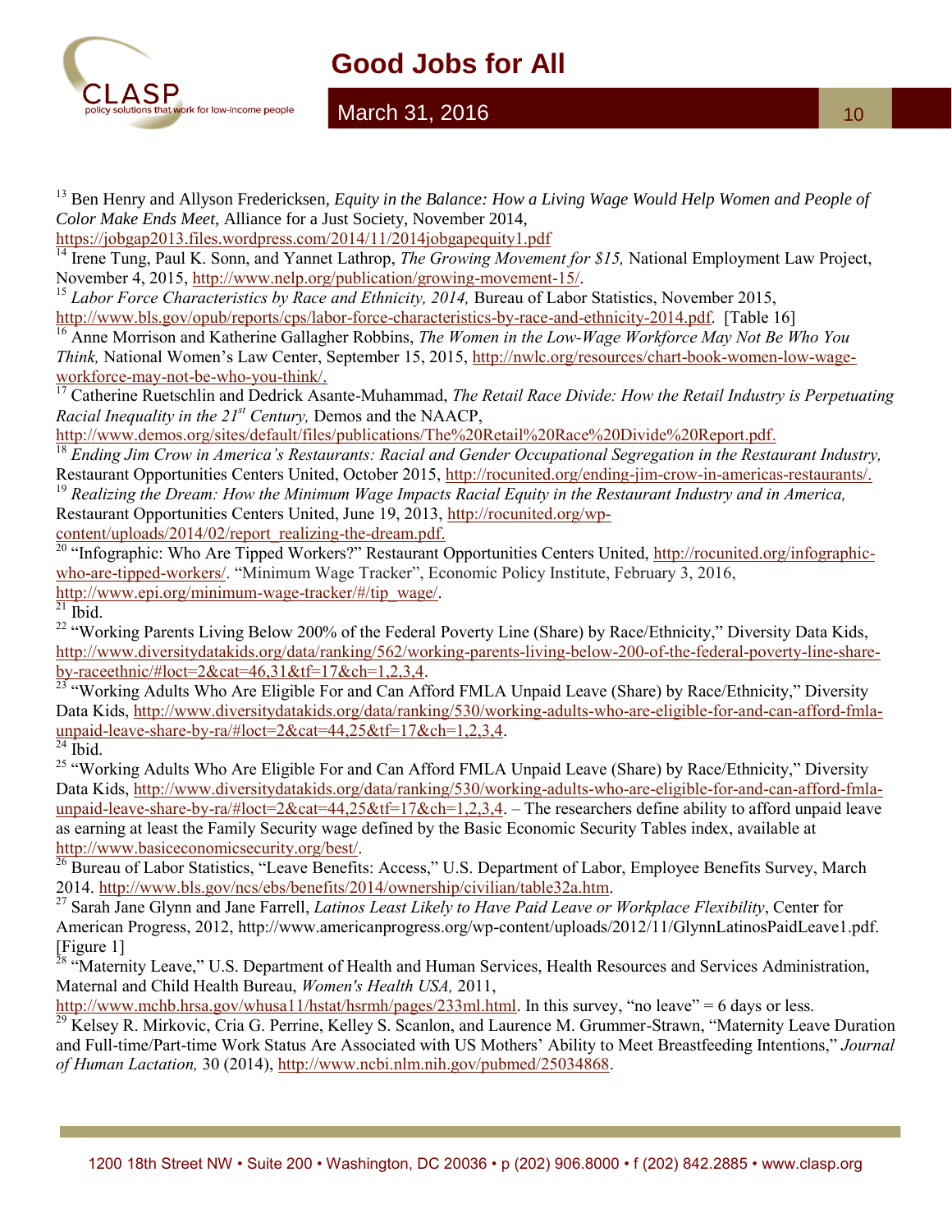[13] Ben Henry and Allyson Fredericksen, *Equity in the Balance: How a Living Wage Would Help Women and People of Color Make Ends Meet*, Alliance for a Just Society, November 2014, https://jobgap2013.files.wordpress.com/2014/11/2014jobgapequity1.pdf

[14] Irene Tung, Paul K. Sonn, and Yannet Lathrop, *The Growing Movement for $15,* National Employment Law Project, November 4, 2015, http://www.nelp.org/publication/growing-movement-15/.

[15] *Labor Force Characteristics by Race and Ethnicity, 2014,* Bureau of Labor Statistics, November 2015, http://www.bls.gov/opub/reports/cps/labor-force-characteristics-by-race-and-ethnicity-2014.pdf. [Table 16]

[16] Anne Morrison and Katherine Gallagher Robbins, *The Women in the Low-Wage Workforce May Not Be Who You Think,* National Women's Law Center, September 15, 2015, http://nwlc.org/resources/chart-book-women-low-wage-workforce-may-not-be-who-you-think/.

[17] Catherine Ruetschlin and Dedrick Asante-Muhammad, *The Retail Race Divide: How the Retail Industry is Perpetuating Racial Inequality in the 21st Century,* Demos and the NAACP, http://www.demos.org/sites/default/files/publications/The%20Retail%20Race%20Divide%20Report.pdf.

[18] *Ending Jim Crow in America's Restaurants: Racial and Gender Occupational Segregation in the Restaurant Industry,* Restaurant Opportunities Centers United, October 2015, http://rocunited.org/ending-jim-crow-in-americas-restaurants/.

[19] *Realizing the Dream: How the Minimum Wage Impacts Racial Equity in the Restaurant Industry and in America,* Restaurant Opportunities Centers United, June 19, 2013, http://rocunited.org/wp-content/uploads/2014/02/report_realizing-the-dream.pdf.

[20] "Infographic: Who Are Tipped Workers?" Restaurant Opportunities Centers United, http://rocunited.org/infographic-who-are-tipped-workers/. "Minimum Wage Tracker", Economic Policy Institute, February 3, 2016, http://www.epi.org/minimum-wage-tracker/#/tip_wage/.

[21] Ibid.

[22] "Working Parents Living Below 200% of the Federal Poverty Line (Share) by Race/Ethnicity," Diversity Data Kids, http://www.diversitydatakids.org/data/ranking/562/working-parents-living-below-200-of-the-federal-poverty-line-share-by-raceethnic/#loct=2&cat=46,31&tf=17&ch=1,2,3,4.

[23] "Working Adults Who Are Eligible For and Can Afford FMLA Unpaid Leave (Share) by Race/Ethnicity," Diversity Data Kids, http://www.diversitydatakids.org/data/ranking/530/working-adults-who-are-eligible-for-and-can-afford-fmla-unpaid-leave-share-by-ra/#loct=2&cat=44,25&tf=17&ch=1,2,3,4.

[24] Ibid.

[25] "Working Adults Who Are Eligible For and Can Afford FMLA Unpaid Leave (Share) by Race/Ethnicity," Diversity Data Kids, http://www.diversitydatakids.org/data/ranking/530/working-adults-who-are-eligible-for-and-can-afford-fmla-unpaid-leave-share-by-ra/#loct=2&cat=44,25&tf=17&ch=1,2,3,4. – The researchers define ability to afford unpaid leave as earning at least the Family Security wage defined by the Basic Economic Security Tables index, available at http://www.basiceconomicsecurity.org/best/.

[26] Bureau of Labor Statistics, "Leave Benefits: Access," U.S. Department of Labor, Employee Benefits Survey, March 2014. http://www.bls.gov/ncs/ebs/benefits/2014/ownership/civilian/table32a.htm.

[27] Sarah Jane Glynn and Jane Farrell, *Latinos Least Likely to Have Paid Leave or Workplace Flexibility*, Center for American Progress, 2012, http://www.americanprogress.org/wp-content/uploads/2012/11/GlynnLatinosPaidLeave1.pdf. [Figure 1]

[28] "Maternity Leave," U.S. Department of Health and Human Services, Health Resources and Services Administration, Maternal and Child Health Bureau, *Women's Health USA,* 2011, http://www.mchb.hrsa.gov/whusa11/hstat/hsrmh/pages/233ml.html. In this survey, "no leave" = 6 days or less.

[29] Kelsey R. Mirkovic, Cria G. Perrine, Kelley S. Scanlon, and Laurence M. Grummer-Strawn, "Maternity Leave Duration and Full-time/Part-time Work Status Are Associated with US Mothers' Ability to Meet Breastfeeding Intentions," *Journal of Human Lactation,* 30 (2014), http://www.ncbi.nlm.nih.gov/pubmed/25034868.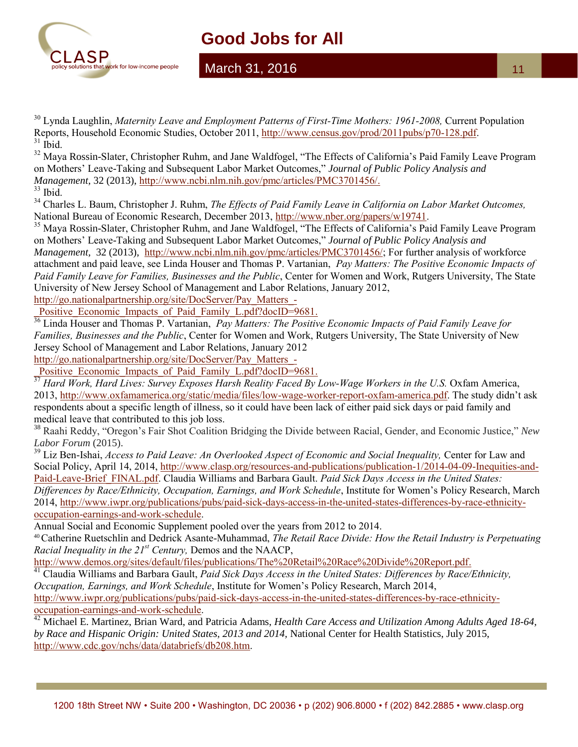[30] Lynda Laughlin, *Maternity Leave and Employment Patterns of First-Time Mothers: 1961-2008,* Current Population Reports, Household Economic Studies, October 2011, http://www.census.gov/prod/2011pubs/p70-128.pdf.
[31] Ibid.
[32] Maya Rossin-Slater, Christopher Ruhm, and Jane Waldfogel, "The Effects of California's Paid Family Leave Program on Mothers' Leave-Taking and Subsequent Labor Market Outcomes," *Journal of Public Policy Analysis and Management,* 32 (2013), http://www.ncbi.nlm.nih.gov/pmc/articles/PMC3701456/.
[33] Ibid.
[34] Charles L. Baum, Christopher J. Ruhm, *The Effects of Paid Family Leave in California on Labor Market Outcomes,* National Bureau of Economic Research, December 2013, http://www.nber.org/papers/w19741.
[35] Maya Rossin-Slater, Christopher Ruhm, and Jane Waldfogel, "The Effects of California's Paid Family Leave Program on Mothers' Leave-Taking and Subsequent Labor Market Outcomes," *Journal of Public Policy Analysis and Management,* 32 (2013), http://www.ncbi.nlm.nih.gov/pmc/articles/PMC3701456/; For further analysis of workforce attachment and paid leave, see Linda Houser and Thomas P. Vartanian, *Pay Matters: The Positive Economic Impacts of Paid Family Leave for Families, Businesses and the Public*, Center for Women and Work, Rutgers University, The State University of New Jersey School of Management and Labor Relations, January 2012, http://go.nationalpartnership.org/site/DocServer/Pay_Matters_-_Positive_Economic_Impacts_of_Paid_Family_L.pdf?docID=9681.
[36] Linda Houser and Thomas P. Vartanian, *Pay Matters: The Positive Economic Impacts of Paid Family Leave for Families, Businesses and the Public*, Center for Women and Work, Rutgers University, The State University of New Jersey School of Management and Labor Relations, January 2012 http://go.nationalpartnership.org/site/DocServer/Pay_Matters_-_Positive_Economic_Impacts_of_Paid_Family_L.pdf?docID=9681.
[37] *Hard Work, Hard Lives: Survey Exposes Harsh Reality Faced By Low-Wage Workers in the U.S.* Oxfam America, 2013, http://www.oxfamamerica.org/static/media/files/low-wage-worker-report-oxfam-america.pdf. The study didn't ask respondents about a specific length of illness, so it could have been lack of either paid sick days or paid family and medical leave that contributed to this job loss.
[38] Raahi Reddy, "Oregon's Fair Shot Coalition Bridging the Divide between Racial, Gender, and Economic Justice," *New Labor Forum* (2015).
[39] Liz Ben-Ishai, *Access to Paid Leave: An Overlooked Aspect of Economic and Social Inequality,* Center for Law and Social Policy, April 14, 2014, http://www.clasp.org/resources-and-publications/publication-1/2014-04-09-Inequities-and-Paid-Leave-Brief_FINAL.pdf. Claudia Williams and Barbara Gault. *Paid Sick Days Access in the United States: Differences by Race/Ethnicity, Occupation, Earnings, and Work Schedule*, Institute for Women's Policy Research, March 2014, http://www.iwpr.org/publications/pubs/paid-sick-days-access-in-the-united-states-differences-by-race-ethnicity-occupation-earnings-and-work-schedule.
Annual Social and Economic Supplement pooled over the years from 2012 to 2014.
[40] Catherine Ruetschlin and Dedrick Asante-Muhammad, *The Retail Race Divide: How the Retail Industry is Perpetuating Racial Inequality in the 21st Century,* Demos and the NAACP, http://www.demos.org/sites/default/files/publications/The%20Retail%20Race%20Divide%20Report.pdf.
[41] Claudia Williams and Barbara Gault, *Paid Sick Days Access in the United States: Differences by Race/Ethnicity, Occupation, Earnings, and Work Schedule*, Institute for Women's Policy Research, March 2014, http://www.iwpr.org/publications/pubs/paid-sick-days-access-in-the-united-states-differences-by-race-ethnicity-occupation-earnings-and-work-schedule.
[42] Michael E. Martinez, Brian Ward, and Patricia Adams, *Health Care Access and Utilization Among Adults Aged 18-64, by Race and Hispanic Origin: United States, 2013 and 2014,* National Center for Health Statistics, July 2015, http://www.cdc.gov/nchs/data/databriefs/db208.htm.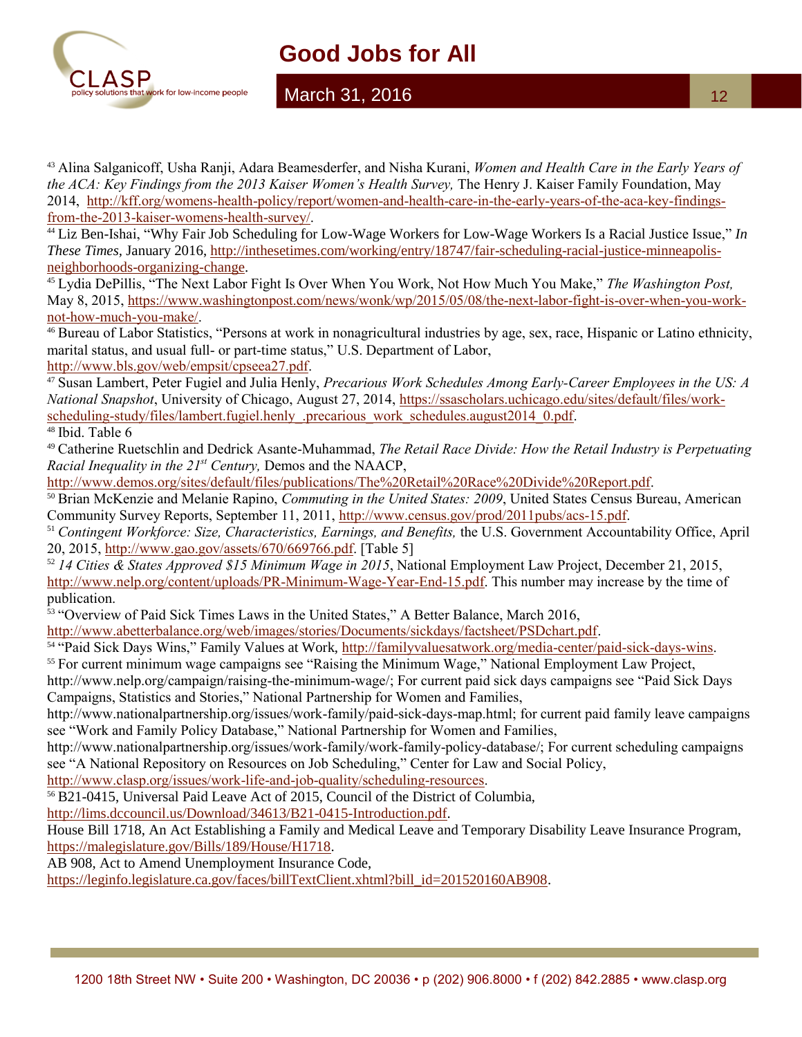[43] Alina Salganicoff, Usha Ranji, Adara Beamesderfer, and Nisha Kurani, *Women and Health Care in the Early Years of the ACA: Key Findings from the 2013 Kaiser Women's Health Survey,* The Henry J. Kaiser Family Foundation, May 2014, http://kff.org/womens-health-policy/report/women-and-health-care-in-the-early-years-of-the-aca-key-findings-from-the-2013-kaiser-womens-health-survey/.

[44] Liz Ben-Ishai, "Why Fair Job Scheduling for Low-Wage Workers for Low-Wage Workers Is a Racial Justice Issue," *In These Times,* January 2016, http://inthesetimes.com/working/entry/18747/fair-scheduling-racial-justice-minneapolis-neighborhoods-organizing-change.

[45] Lydia DePillis, "The Next Labor Fight Is Over When You Work, Not How Much You Make," *The Washington Post,* May 8, 2015, https://www.washingtonpost.com/news/wonk/wp/2015/05/08/the-next-labor-fight-is-over-when-you-work-not-how-much-you-make/.

[46] Bureau of Labor Statistics, "Persons at work in nonagricultural industries by age, sex, race, Hispanic or Latino ethnicity, marital status, and usual full- or part-time status," U.S. Department of Labor, http://www.bls.gov/web/empsit/cpseea27.pdf.

[47] Susan Lambert, Peter Fugiel and Julia Henly, *Precarious Work Schedules Among Early-Career Employees in the US: A National Snapshot*, University of Chicago, August 27, 2014, https://ssascholars.uchicago.edu/sites/default/files/work-scheduling-study/files/lambert.fugiel.henly_.precarious_work_schedules.august2014_0.pdf.

[48] Ibid. Table 6

[49] Catherine Ruetschlin and Dedrick Asante-Muhammad, *The Retail Race Divide: How the Retail Industry is Perpetuating Racial Inequality in the 21st Century,* Demos and the NAACP, http://www.demos.org/sites/default/files/publications/The%20Retail%20Race%20Divide%20Report.pdf.

[50] Brian McKenzie and Melanie Rapino, *Commuting in the United States: 2009*, United States Census Bureau, American Community Survey Reports, September 11, 2011, http://www.census.gov/prod/2011pubs/acs-15.pdf.

[51] *Contingent Workforce: Size, Characteristics, Earnings, and Benefits,* the U.S. Government Accountability Office, April 20, 2015, http://www.gao.gov/assets/670/669766.pdf. [Table 5]

[52] *14 Cities & States Approved $15 Minimum Wage in 2015*, National Employment Law Project, December 21, 2015, http://www.nelp.org/content/uploads/PR-Minimum-Wage-Year-End-15.pdf. This number may increase by the time of publication.

[53] "Overview of Paid Sick Times Laws in the United States," A Better Balance, March 2016, http://www.abetterbalance.org/web/images/stories/Documents/sickdays/factsheet/PSDchart.pdf.

[54] "Paid Sick Days Wins," Family Values at Work, http://familyvaluesatwork.org/media-center/paid-sick-days-wins.

[55] For current minimum wage campaigns see "Raising the Minimum Wage," National Employment Law Project, http://www.nelp.org/campaign/raising-the-minimum-wage/; For current paid sick days campaigns see "Paid Sick Days Campaigns, Statistics and Stories," National Partnership for Women and Families, http://www.nationalpartnership.org/issues/work-family/paid-sick-days-map.html; for current paid family leave campaigns see "Work and Family Policy Database," National Partnership for Women and Families, http://www.nationalpartnership.org/issues/work-family/work-family-policy-database/; For current scheduling campaigns see "A National Repository on Resources on Job Scheduling," Center for Law and Social Policy, http://www.clasp.org/issues/work-life-and-job-quality/scheduling-resources.

[56] B21-0415, Universal Paid Leave Act of 2015, Council of the District of Columbia, http://lims.dccouncil.us/Download/34613/B21-0415-Introduction.pdf.
House Bill 1718, An Act Establishing a Family and Medical Leave and Temporary Disability Leave Insurance Program, https://malegislature.gov/Bills/189/House/H1718.
AB 908, Act to Amend Unemployment Insurance Code, https://leginfo.legislature.ca.gov/faces/billTextClient.xhtml?bill_id=201520160AB908.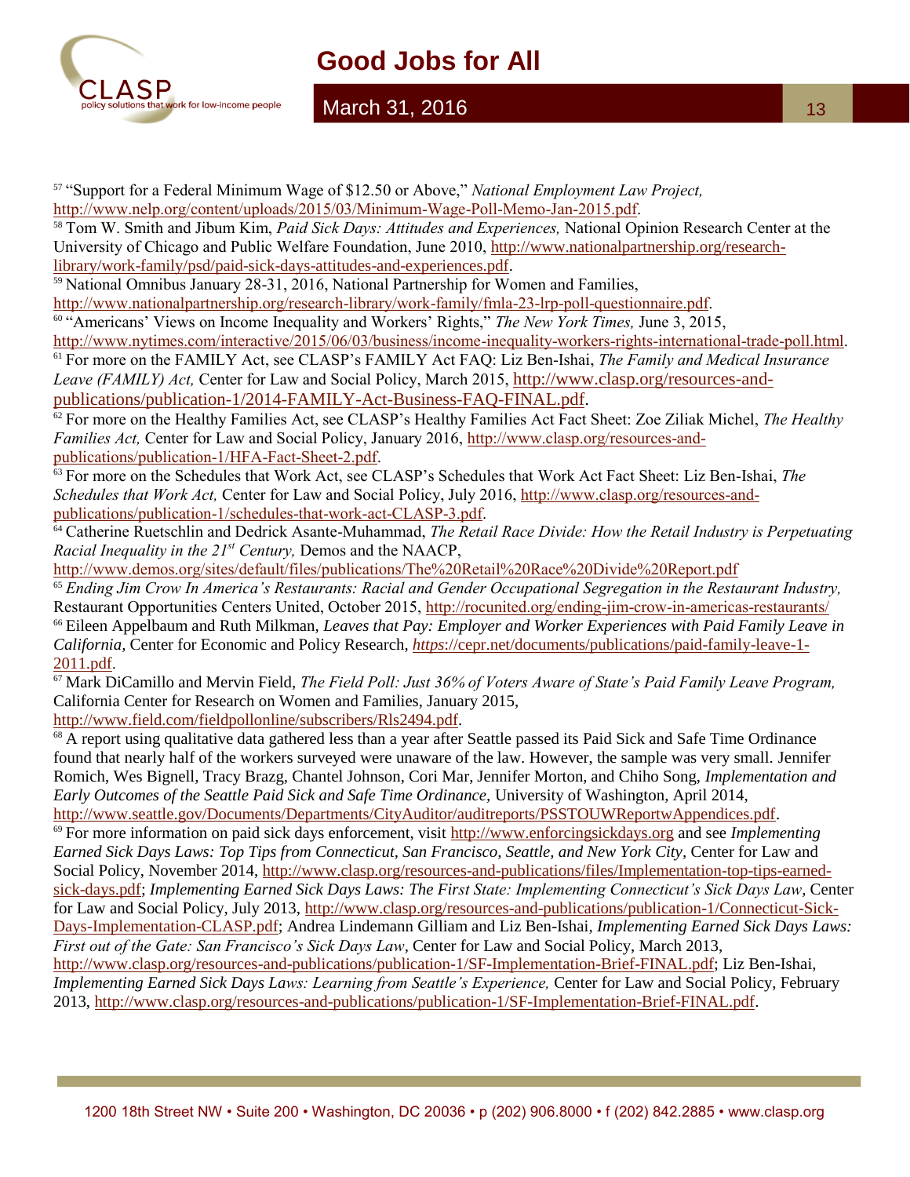[57] "Support for a Federal Minimum Wage of $12.50 or Above," *National Employment Law Project,* http://www.nelp.org/content/uploads/2015/03/Minimum-Wage-Poll-Memo-Jan-2015.pdf.

[58] Tom W. Smith and Jibum Kim, *Paid Sick Days: Attitudes and Experiences,* National Opinion Research Center at the University of Chicago and Public Welfare Foundation, June 2010, http://www.nationalpartnership.org/research-library/work-family/psd/paid-sick-days-attitudes-and-experiences.pdf.

[59] National Omnibus January 28-31, 2016, National Partnership for Women and Families, http://www.nationalpartnership.org/research-library/work-family/fmla-23-lrp-poll-questionnaire.pdf.

[60] "Americans' Views on Income Inequality and Workers' Rights," *The New York Times,* June 3, 2015, http://www.nytimes.com/interactive/2015/06/03/business/income-inequality-workers-rights-international-trade-poll.html.

[61] For more on the FAMILY Act, see CLASP's FAMILY Act FAQ: Liz Ben-Ishai, *The Family and Medical Insurance Leave (FAMILY) Act,* Center for Law and Social Policy, March 2015, http://www.clasp.org/resources-and-publications/publication-1/2014-FAMILY-Act-Business-FAQ-FINAL.pdf.

[62] For more on the Healthy Families Act, see CLASP's Healthy Families Act Fact Sheet: Zoe Ziliak Michel, *The Healthy Families Act,* Center for Law and Social Policy, January 2016, http://www.clasp.org/resources-and-publications/publication-1/HFA-Fact-Sheet-2.pdf.

[63] For more on the Schedules that Work Act, see CLASP's Schedules that Work Act Fact Sheet: Liz Ben-Ishai, *The Schedules that Work Act,* Center for Law and Social Policy, July 2016, http://www.clasp.org/resources-and-publications/publication-1/schedules-that-work-act-CLASP-3.pdf.

[64] Catherine Ruetschlin and Dedrick Asante-Muhammad, *The Retail Race Divide: How the Retail Industry is Perpetuating Racial Inequality in the 21st Century,* Demos and the NAACP, http://www.demos.org/sites/default/files/publications/The%20Retail%20Race%20Divide%20Report.pdf

[65] *Ending Jim Crow In America's Restaurants: Racial and Gender Occupational Segregation in the Restaurant Industry,* Restaurant Opportunities Centers United, October 2015, http://rocunited.org/ending-jim-crow-in-americas-restaurants/

[66] Eileen Appelbaum and Ruth Milkman, *Leaves that Pay: Employer and Worker Experiences with Paid Family Leave in California*, Center for Economic and Policy Research, *https*://cepr.net/documents/publications/paid-family-leave-1-2011.pdf.

[67] Mark DiCamillo and Mervin Field, *The Field Poll: Just 36% of Voters Aware of State's Paid Family Leave Program,* California Center for Research on Women and Families, January 2015, http://www.field.com/fieldpollonline/subscribers/Rls2494.pdf.

[68] A report using qualitative data gathered less than a year after Seattle passed its Paid Sick and Safe Time Ordinance found that nearly half of the workers surveyed were unaware of the law. However, the sample was very small. Jennifer Romich, Wes Bignell, Tracy Brazg, Chantel Johnson, Cori Mar, Jennifer Morton, and Chiho Song, *Implementation and Early Outcomes of the Seattle Paid Sick and Safe Time Ordinance*, University of Washington, April 2014, http://www.seattle.gov/Documents/Departments/CityAuditor/auditreports/PSSTOUWReportwAppendices.pdf.

[69] For more information on paid sick days enforcement, visit http://www.enforcingsickdays.org and see *Implementing Earned Sick Days Laws: Top Tips from Connecticut, San Francisco, Seattle, and New York City*, Center for Law and Social Policy, November 2014, http://www.clasp.org/resources-and-publications/files/Implementation-top-tips-earned-sick-days.pdf; *Implementing Earned Sick Days Laws: The First State: Implementing Connecticut's Sick Days Law,* Center for Law and Social Policy, July 2013, http://www.clasp.org/resources-and-publications/publication-1/Connecticut-Sick-Days-Implementation-CLASP.pdf; Andrea Lindemann Gilliam and Liz Ben-Ishai, *Implementing Earned Sick Days Laws: First out of the Gate: San Francisco's Sick Days Law*, Center for Law and Social Policy, March 2013, http://www.clasp.org/resources-and-publications/publication-1/SF-Implementation-Brief-FINAL.pdf; Liz Ben-Ishai, *Implementing Earned Sick Days Laws: Learning from Seattle's Experience,* Center for Law and Social Policy, February 2013, http://www.clasp.org/resources-and-publications/publication-1/SF-Implementation-Brief-FINAL.pdf.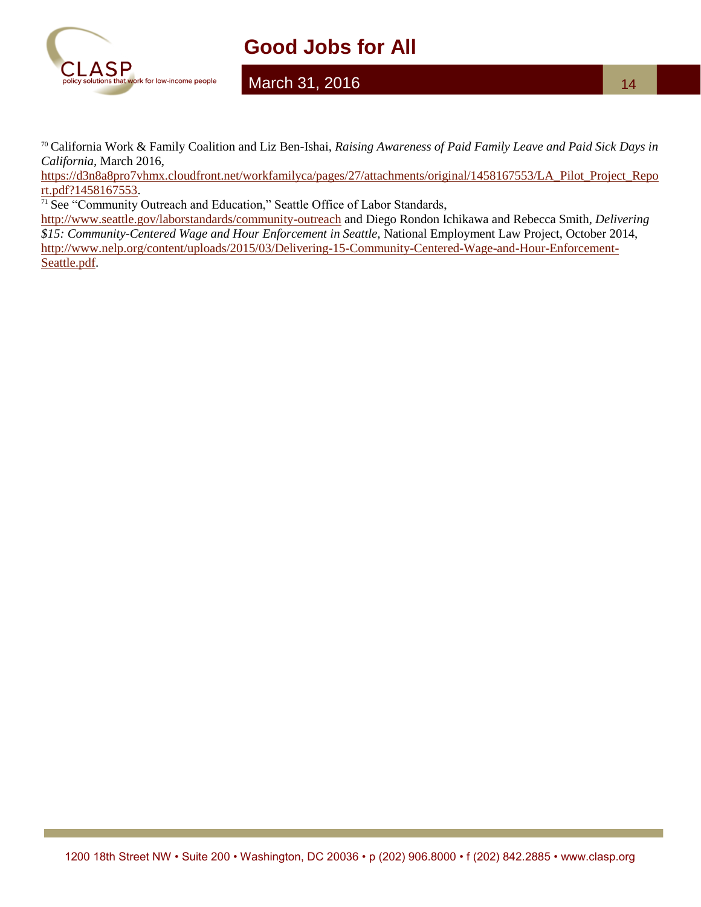[70] California Work & Family Coalition and Liz Ben-Ishai, *Raising Awareness of Paid Family Leave and Paid Sick Days in California*, March 2016, https://d3n8a8pro7vhmx.cloudfront.net/workfamilyca/pages/27/attachments/original/1458167553/LA_Pilot_Project_Report.pdf?1458167553.

[71] See "Community Outreach and Education," Seattle Office of Labor Standards, http://www.seattle.gov/laborstandards/community-outreach and Diego Rondon Ichikawa and Rebecca Smith, *Delivering $15: Community-Centered Wage and Hour Enforcement in Seattle*, National Employment Law Project, October 2014, http://www.nelp.org/content/uploads/2015/03/Delivering-15-Community-Centered-Wage-and-Hour-Enforcement-Seattle.pdf.